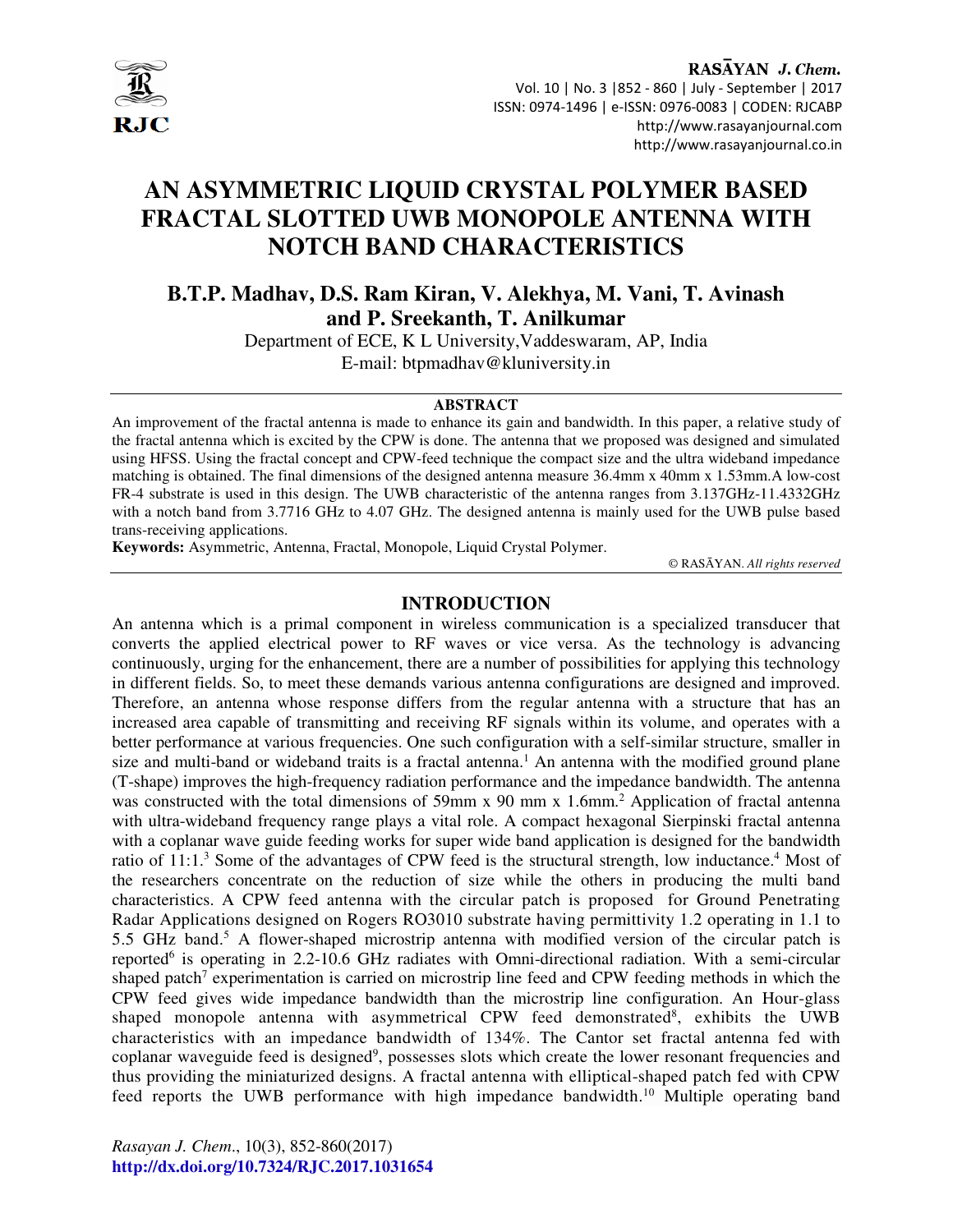# AN ASYMMETRIC LIQUID CRYSTAL POLYMER BASED FRACTAL SLOTTED UWB MONOPOLE ANTENNA WITH NOTCH BAND CHARACTERISTICS

## B.T.P. Madhav, D.S. Ram Kiran, V. Alekhya, M. Vani, T. Avinash and P. Sreekanth, T. Anilkumar

Department of ECE, K L University,Vaddeswaram, AP, India

E-mail: btpmadhav@kluniversity.in

### ABSTRACT

An improvement of the fractal antenna is made to enhance its gain and bandwidth. In this paper, a relative study of the fractal antenna which is excited by the CPW is done. The antenna that we proposed was designed and simulated using HFSS. Using the fractal concept and CPW-feed technique the compact size and the ultra wideband impedance matching is obtained. The final dimensions of the designed antenna measure 36.4mm x 40mm x 1.53mm.A low-cost FR-4 substrate is used in this design. The UWB characteristic of the antenna ranges from 3.137GHz-11.4332GHz with a notch band from 3.7716 GHz to 4.07 GHz. The designed antenna is mainly used for the UWB pulse based trans-receiving applications.

**Keywords:** Asymmetric, Antenna, Fractal, Monopole, Liquid Crystal Polymer.

© RASĀYAN. *All rights reserved*

### INTRODUCTION

An antenna which is a primal component in wireless communication is a specialized transducer that converts the applied electrical power to RF waves or vice versa. As the technology is advancing continuously, urging for the enhancement, there are a number of possibilities for applying this technology in different fields. So, to meet these demands various antenna configurations are designed and improved. Therefore, an antenna whose response differs from the regular antenna with a structure that has an increased area capable of transmitting and receiving RF signals within its volume, and operates with a better performance at various frequencies. One such configuration with a self-similar structure, smaller in size and multi-band or wideband traits is a fractal antenna.[1] An antenna with the modified ground plane (T-shape) improves the high-frequency radiation performance and the impedance bandwidth. The antenna was constructed with the total dimensions of 59mm x 90 mm x 1.6mm.[2] Application of fractal antenna with ultra-wideband frequency range plays a vital role. A compact hexagonal Sierpinski fractal antenna with a coplanar wave guide feeding works for super wide band application is designed for the bandwidth ratio of 11:1.[3] Some of the advantages of CPW feed is the structural strength, low inductance.[4] Most of the researchers concentrate on the reduction of size while the others in producing the multi band characteristics. A CPW feed antenna with the circular patch is proposed for Ground Penetrating Radar Applications designed on Rogers RO3010 substrate having permittivity 1.2 operating in 1.1 to 5.5 GHz band.[5] A flower-shaped microstrip antenna with modified version of the circular patch is reported[6] is operating in 2.2-10.6 GHz radiates with Omni-directional radiation. With a semi-circular shaped patch[7] experimentation is carried on microstrip line feed and CPW feeding methods in which the CPW feed gives wide impedance bandwidth than the microstrip line configuration. An Hour-glass shaped monopole antenna with asymmetrical CPW feed demonstrated[8], exhibits the UWB characteristics with an impedance bandwidth of 134%. The Cantor set fractal antenna fed with coplanar waveguide feed is designed[9], possesses slots which create the lower resonant frequencies and thus providing the miniaturized designs. A fractal antenna with elliptical-shaped patch fed with CPW feed reports the UWB performance with high impedance bandwidth.[10] Multiple operating band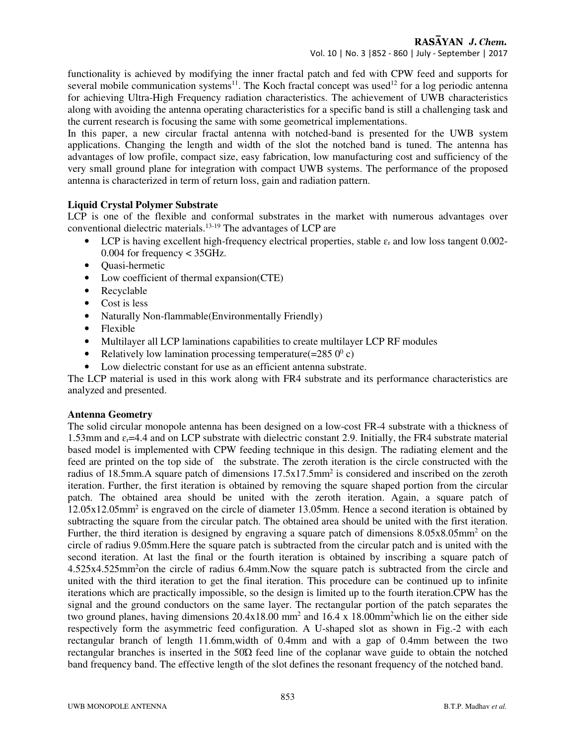functionality is achieved by modifying the inner fractal patch and fed with CPW feed and supports for several mobile communication systems[11]. The Koch fractal concept was used[12] for a log periodic antenna for achieving Ultra-High Frequency radiation characteristics. The achievement of UWB characteristics along with avoiding the antenna operating characteristics for a specific band is still a challenging task and the current research is focusing the same with some geometrical implementations.

In this paper, a new circular fractal antenna with notched-band is presented for the UWB system applications. Changing the length and width of the slot the notched band is tuned. The antenna has advantages of low profile, compact size, easy fabrication, low manufacturing cost and sufficiency of the very small ground plane for integration with compact UWB systems. The performance of the proposed antenna is characterized in term of return loss, gain and radiation pattern.

**Liquid Crystal Polymer Substrate**

LCP is one of the flexible and conformal substrates in the market with numerous advantages over conventional dielectric materials.[13-19] The advantages of LCP are

- LCP is having excellent high-frequency electrical properties, stable $\varepsilon_r$ and low loss tangent 0.002-0.004 for frequency < 35GHz.
- Quasi-hermetic
- Low coefficient of thermal expansion(CTE)
- Recyclable
- Cost is less
- Naturally Non-flammable(Environmentally Friendly)
- Flexible
- Multilayer all LCP laminations capabilities to create multilayer LCP RF modules
- Relatively low lamination processing temperature(=285 $0^0$ c)
- Low dielectric constant for use as an efficient antenna substrate.

The LCP material is used in this work along with FR4 substrate and its performance characteristics are analyzed and presented.

**Antenna Geometry**

The solid circular monopole antenna has been designed on a low-cost FR-4 substrate with a thickness of 1.53mm and $\varepsilon_r$=4.4 and on LCP substrate with dielectric constant 2.9. Initially, the FR4 substrate material based model is implemented with CPW feeding technique in this design. The radiating element and the feed are printed on the top side of the substrate. The zeroth iteration is the circle constructed with the radius of 18.5mm.A square patch of dimensions 17.5x17.5mm$^2$ is considered and inscribed on the zeroth iteration. Further, the first iteration is obtained by removing the square shaped portion from the circular patch. The obtained area should be united with the zeroth iteration. Again, a square patch of 12.05x12.05mm$^2$ is engraved on the circle of diameter 13.05mm. Hence a second iteration is obtained by subtracting the square from the circular patch. The obtained area should be united with the first iteration. Further, the third iteration is designed by engraving a square patch of dimensions 8.05x8.05mm$^2$ on the circle of radius 9.05mm.Here the square patch is subtracted from the circular patch and is united with the second iteration. At last the final or the fourth iteration is obtained by inscribing a square patch of 4.525x4.525mm$^2$on the circle of radius 6.4mm.Now the square patch is subtracted from the circle and united with the third iteration to get the final iteration. This procedure can be continued up to infinite iterations which are practically impossible, so the design is limited up to the fourth iteration.CPW has the signal and the ground conductors on the same layer. The rectangular portion of the patch separates the two ground planes, having dimensions 20.4x18.00 mm$^2$ and 16.4 x 18.00mm$^2$which lie on the either side respectively form the asymmetric feed configuration. A U-shaped slot as shown in Fig.-2 with each rectangular branch of length 11.6mm,width of 0.4mm and with a gap of 0.4mm between the two rectangular branches is inserted in the 50Ω feed line of the coplanar wave guide to obtain the notched band frequency band. The effective length of the slot defines the resonant frequency of the notched band.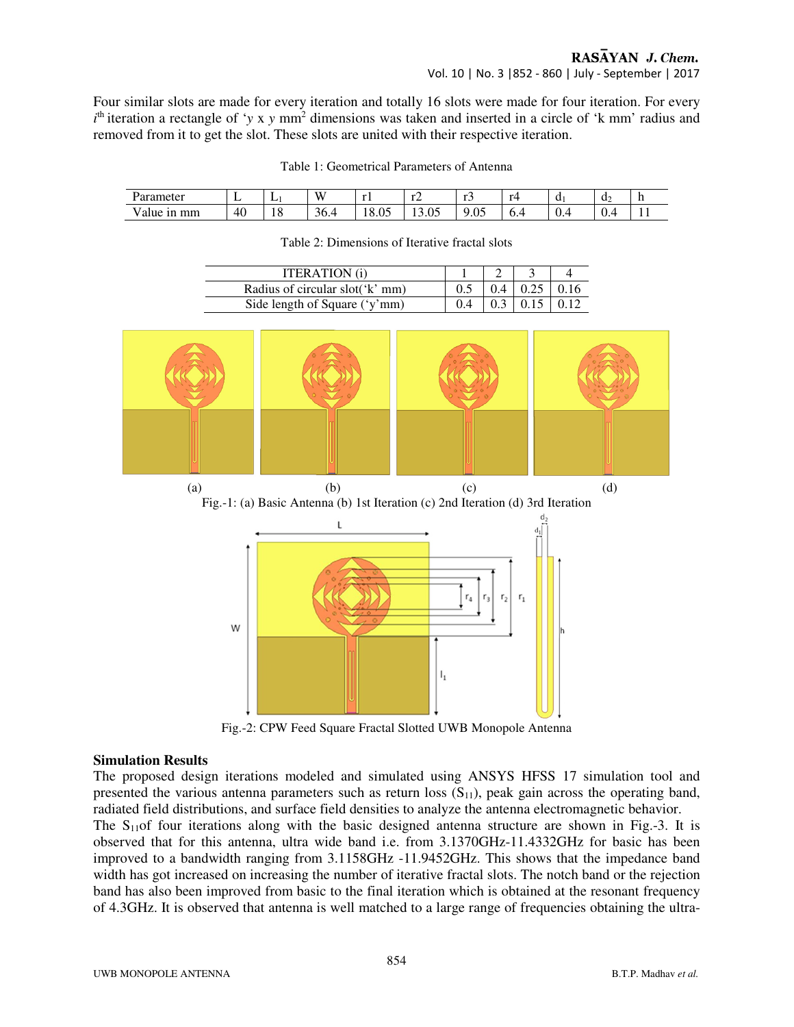Four similar slots are made for every iteration and totally 16 slots were made for four iteration. For every $i^{th}$ iteration a rectangle of '$y$ x $y$ mm$^2$ dimensions was taken and inserted in a circle of 'k mm' radius and removed from it to get the slot. These slots are united with their respective iteration.

Table 1: Geometrical Parameters of Antenna

| Parameter | L | $L_1$ | W | r1 | r2 | r3 | r4 | $d_1$ | $d_2$ | h |
|---|---|---|---|---|---|---|---|---|---|---|
| Value in mm | 40 | 18 | 36.4 | 18.05 | 13.05 | 9.05 | 6.4 | 0.4 | 0.4 | 11 |

Table 2: Dimensions of Iterative fractal slots

| ITERATION (i) | 1 | 2 | 3 | 4 |
|---|---|---|---|---|
| Radius of circular slot('k' mm) | 0.5 | 0.4 | 0.25 | 0.16 |
| Side length of Square ('y'mm) | 0.4 | 0.3 | 0.15 | 0.12 |

(a) (b) (c) (d)

Fig.-1: (a) Basic Antenna (b) 1st Iteration (c) 2nd Iteration (d) 3rd Iteration

Fig.-2: CPW Feed Square Fractal Slotted UWB Monopole Antenna

**Simulation Results**

The proposed design iterations modeled and simulated using ANSYS HFSS 17 simulation tool and presented the various antenna parameters such as return loss ($S_{11}$), peak gain across the operating band, radiated field distributions, and surface field densities to analyze the antenna electromagnetic behavior.

The $S_{11}$of four iterations along with the basic designed antenna structure are shown in Fig.-3. It is observed that for this antenna, ultra wide band i.e. from 3.1370GHz-11.4332GHz for basic has been improved to a bandwidth ranging from 3.1158GHz -11.9452GHz. This shows that the impedance band width has got increased on increasing the number of iterative fractal slots. The notch band or the rejection band has also been improved from basic to the final iteration which is obtained at the resonant frequency of 4.3GHz. It is observed that antenna is well matched to a large range of frequencies obtaining the ultra-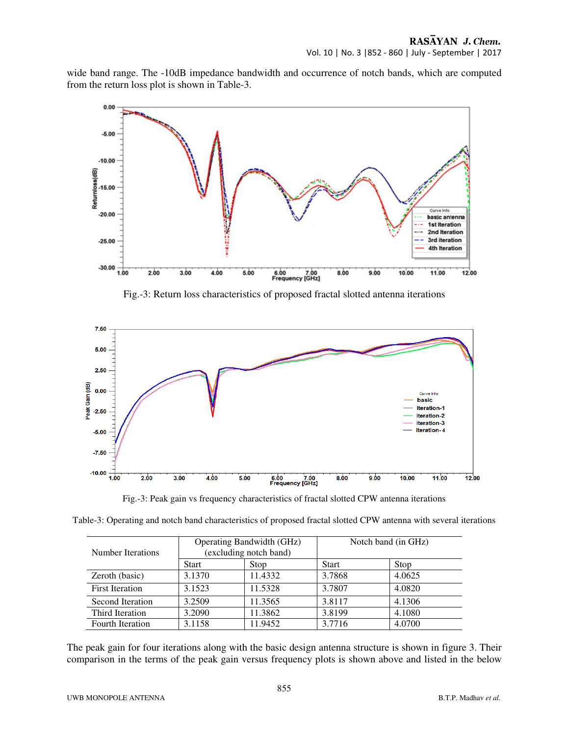wide band range. The -10dB impedance bandwidth and occurrence of notch bands, which are computed from the return loss plot is shown in Table-3.

Fig.-3: Return loss characteristics of proposed fractal slotted antenna iterations

Fig.-3: Peak gain vs frequency characteristics of fractal slotted CPW antenna iterations

Table-3: Operating and notch band characteristics of proposed fractal slotted CPW antenna with several iterations

| Number Iterations | Operating Bandwidth (GHz) (excluding notch band) | | Notch band (in GHz) | |
|---|---|---|---|---|
| | Start | Stop | Start | Stop |
| Zeroth (basic) | 3.1370 | 11.4332 | 3.7868 | 4.0625 |
| First Iteration | 3.1523 | 11.5328 | 3.7807 | 4.0820 |
| Second Iteration | 3.2509 | 11.3565 | 3.8117 | 4.1306 |
| Third Iteration | 3.2090 | 11.3862 | 3.8199 | 4.1080 |
| Fourth Iteration | 3.1158 | 11.9452 | 3.7716 | 4.0700 |

The peak gain for four iterations along with the basic design antenna structure is shown in figure 3. Their comparison in the terms of the peak gain versus frequency plots is shown above and listed in the below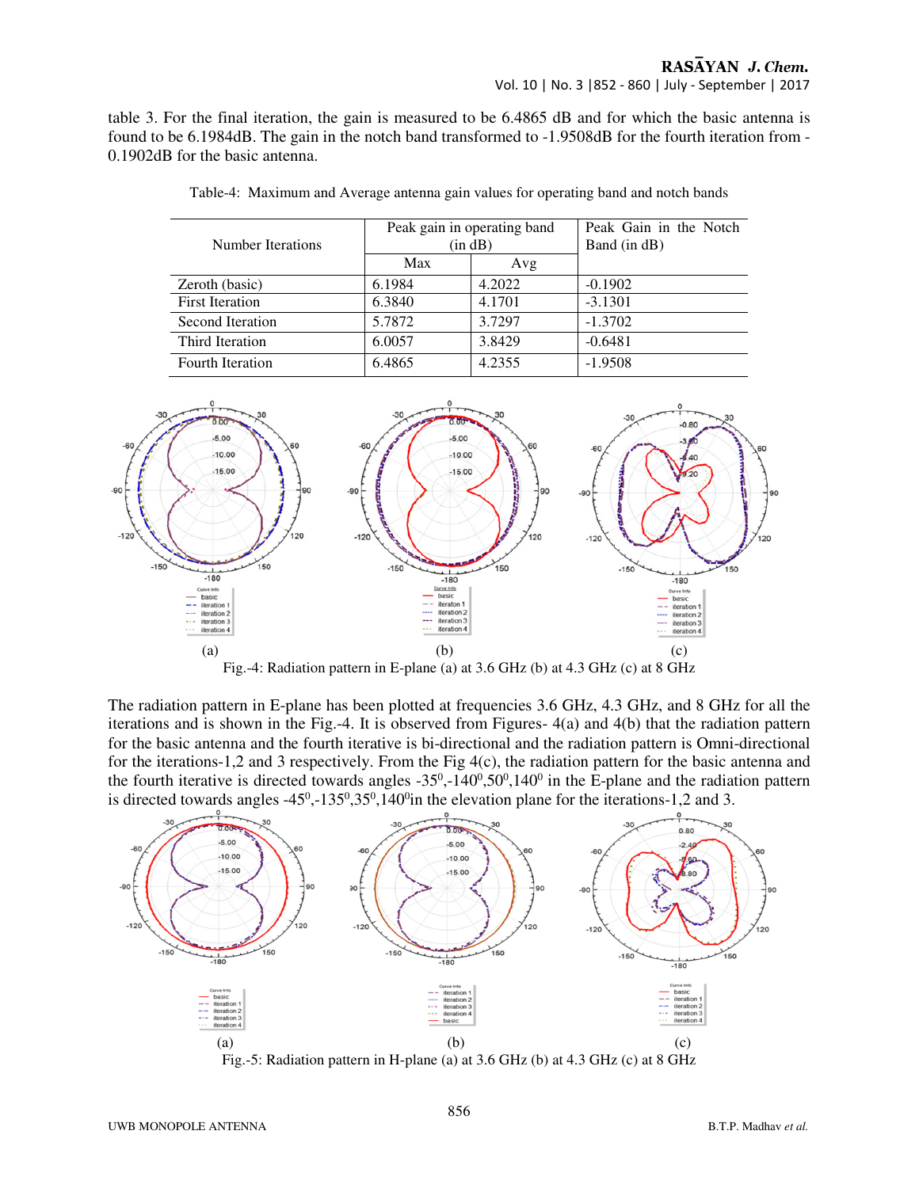table 3. For the final iteration, the gain is measured to be 6.4865 dB and for which the basic antenna is found to be 6.1984dB. The gain in the notch band transformed to -1.9508dB for the fourth iteration from -0.1902dB for the basic antenna.

Table-4: Maximum and Average antenna gain values for operating band and notch bands

| Number Iterations | Peak gain in operating band (in dB) | | Peak Gain in the Notch Band (in dB) |
|---|---|---|---|
| | Max | Avg | |
| Zeroth (basic) | 6.1984 | 4.2022 | -0.1902 |
| First Iteration | 6.3840 | 4.1701 | -3.1301 |
| Second Iteration | 5.7872 | 3.7297 | -1.3702 |
| Third Iteration | 6.0057 | 3.8429 | -0.6481 |
| Fourth Iteration | 6.4865 | 4.2355 | -1.9508 |

(a) (b) (c)

Fig.-4: Radiation pattern in E-plane (a) at 3.6 GHz (b) at 4.3 GHz (c) at 8 GHz

The radiation pattern in E-plane has been plotted at frequencies 3.6 GHz, 4.3 GHz, and 8 GHz for all the iterations and is shown in the Fig.-4. It is observed from Figures- 4(a) and 4(b) that the radiation pattern for the basic antenna and the fourth iterative is bi-directional and the radiation pattern is Omni-directional for the iterations-1,2 and 3 respectively. From the Fig 4(c), the radiation pattern for the basic antenna and the fourth iterative is directed towards angles -35$^0$,-140$^0$,50$^0$,140$^0$ in the E-plane and the radiation pattern is directed towards angles -45$^0$,-135$^0$,35$^0$,140$^0$in the elevation plane for the iterations-1,2 and 3.

(a) (b) (c)

Fig.-5: Radiation pattern in H-plane (a) at 3.6 GHz (b) at 4.3 GHz (c) at 8 GHz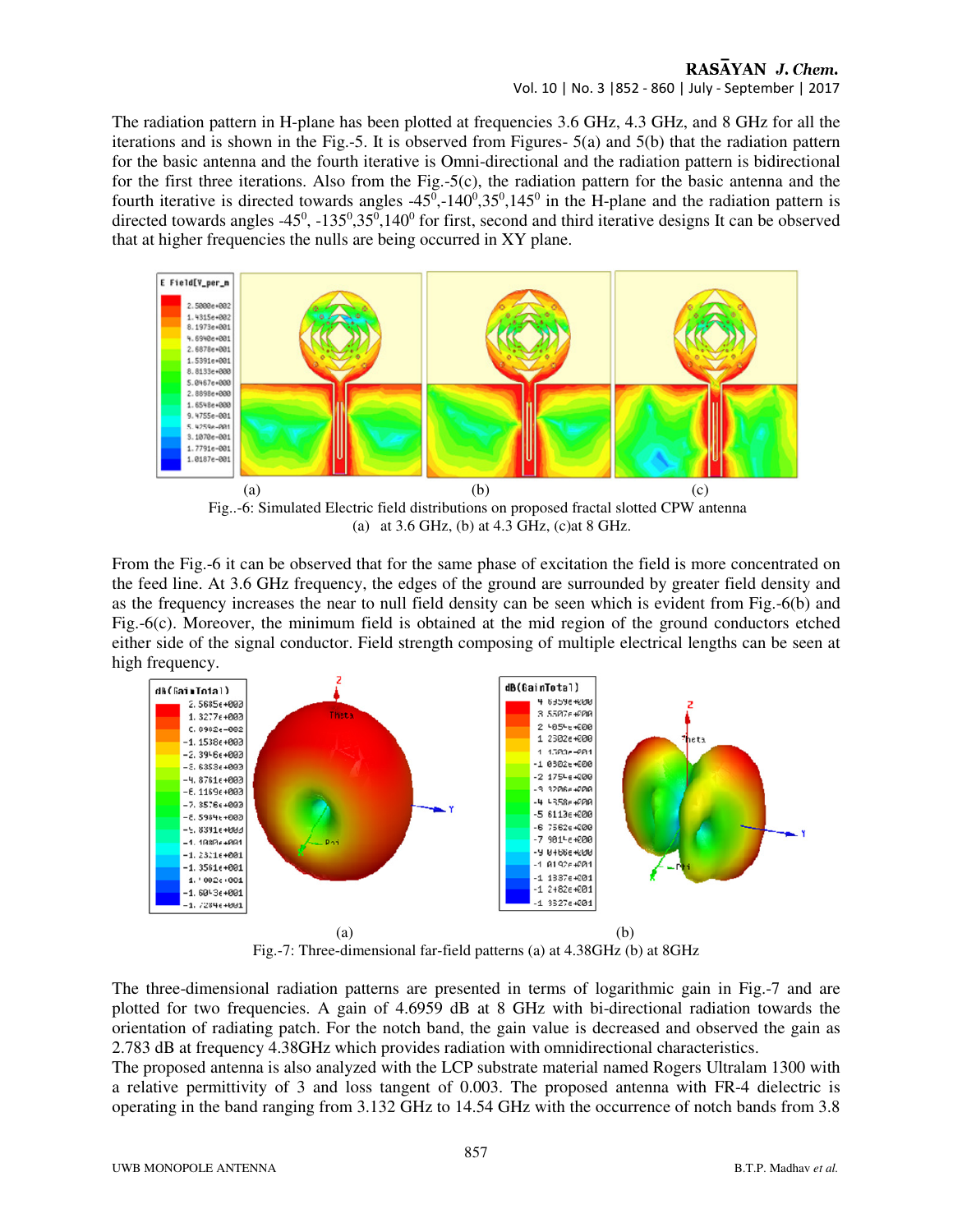The radiation pattern in H-plane has been plotted at frequencies 3.6 GHz, 4.3 GHz, and 8 GHz for all the iterations and is shown in the Fig.-5. It is observed from Figures- 5(a) and 5(b) that the radiation pattern for the basic antenna and the fourth iterative is Omni-directional and the radiation pattern is bidirectional for the first three iterations. Also from the Fig.-5(c), the radiation pattern for the basic antenna and the fourth iterative is directed towards angles $-45^0$,$-140^0$,$35^0$,$145^0$ in the H-plane and the radiation pattern is directed towards angles $-45^0$, $-135^0$,$35^0$,$140^0$ for first, second and third iterative designs It can be observed that at higher frequencies the nulls are being occurred in XY plane.

Fig..-6: Simulated Electric field distributions on proposed fractal slotted CPW antenna (a) at 3.6 GHz, (b) at 4.3 GHz, (c)at 8 GHz.

From the Fig.-6 it can be observed that for the same phase of excitation the field is more concentrated on the feed line. At 3.6 GHz frequency, the edges of the ground are surrounded by greater field density and as the frequency increases the near to null field density can be seen which is evident from Fig.-6(b) and Fig.-6(c). Moreover, the minimum field is obtained at the mid region of the ground conductors etched either side of the signal conductor. Field strength composing of multiple electrical lengths can be seen at high frequency.

Fig.-7: Three-dimensional far-field patterns (a) at 4.38GHz (b) at 8GHz

The three-dimensional radiation patterns are presented in terms of logarithmic gain in Fig.-7 and are plotted for two frequencies. A gain of 4.6959 dB at 8 GHz with bi-directional radiation towards the orientation of radiating patch. For the notch band, the gain value is decreased and observed the gain as 2.783 dB at frequency 4.38GHz which provides radiation with omnidirectional characteristics.

The proposed antenna is also analyzed with the LCP substrate material named Rogers Ultralam 1300 with a relative permittivity of 3 and loss tangent of 0.003. The proposed antenna with FR-4 dielectric is operating in the band ranging from 3.132 GHz to 14.54 GHz with the occurrence of notch bands from 3.8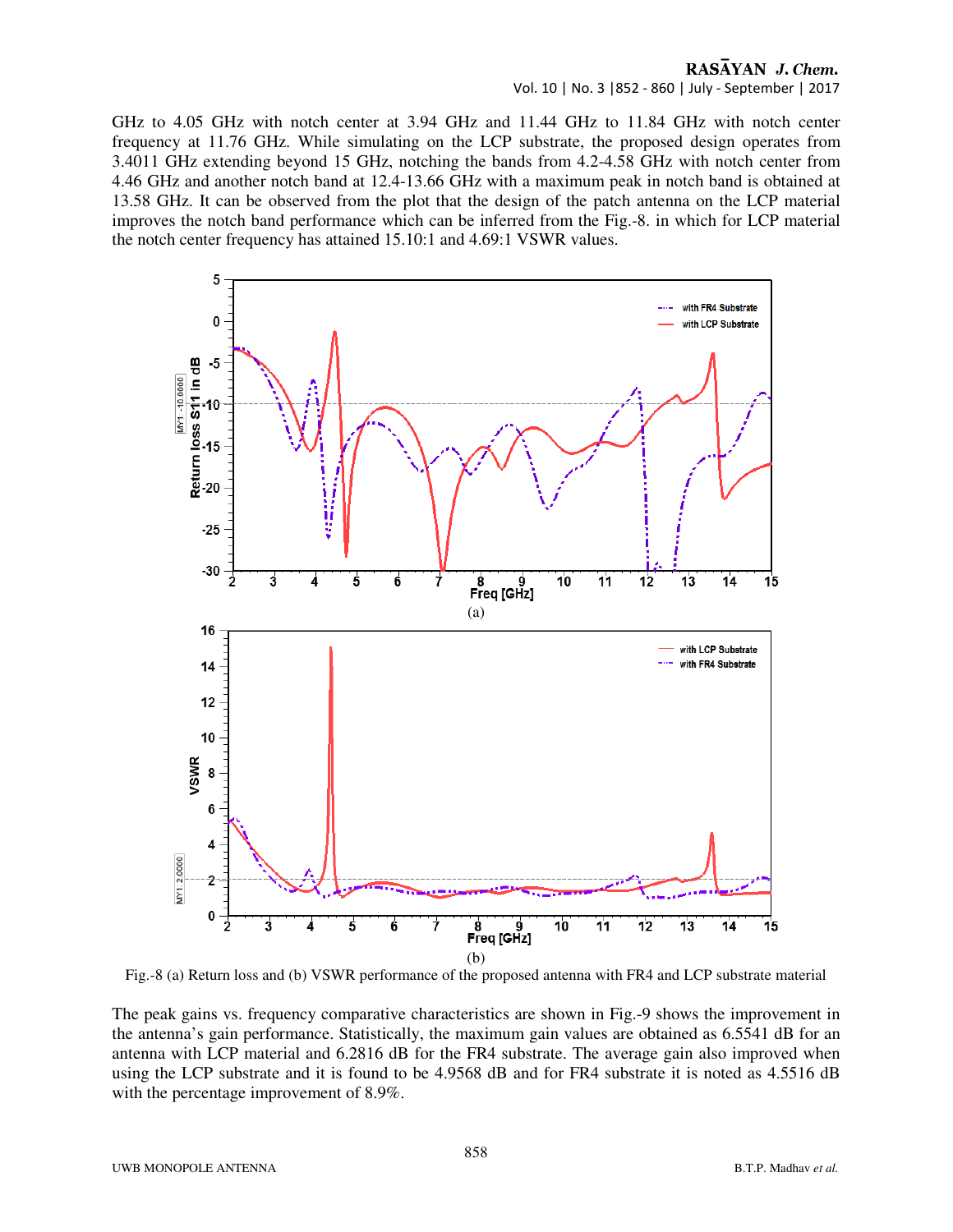GHz to 4.05 GHz with notch center at 3.94 GHz and 11.44 GHz to 11.84 GHz with notch center frequency at 11.76 GHz. While simulating on the LCP substrate, the proposed design operates from 3.4011 GHz extending beyond 15 GHz, notching the bands from 4.2-4.58 GHz with notch center from 4.46 GHz and another notch band at 12.4-13.66 GHz with a maximum peak in notch band is obtained at 13.58 GHz. It can be observed from the plot that the design of the patch antenna on the LCP material improves the notch band performance which can be inferred from the Fig.-8. in which for LCP material the notch center frequency has attained 15.10:1 and 4.69:1 VSWR values.

(a)

(b)

Fig.-8 (a) Return loss and (b) VSWR performance of the proposed antenna with FR4 and LCP substrate material

The peak gains vs. frequency comparative characteristics are shown in Fig.-9 shows the improvement in the antenna's gain performance. Statistically, the maximum gain values are obtained as 6.5541 dB for an antenna with LCP material and 6.2816 dB for the FR4 substrate. The average gain also improved when using the LCP substrate and it is found to be 4.9568 dB and for FR4 substrate it is noted as 4.5516 dB with the percentage improvement of 8.9%.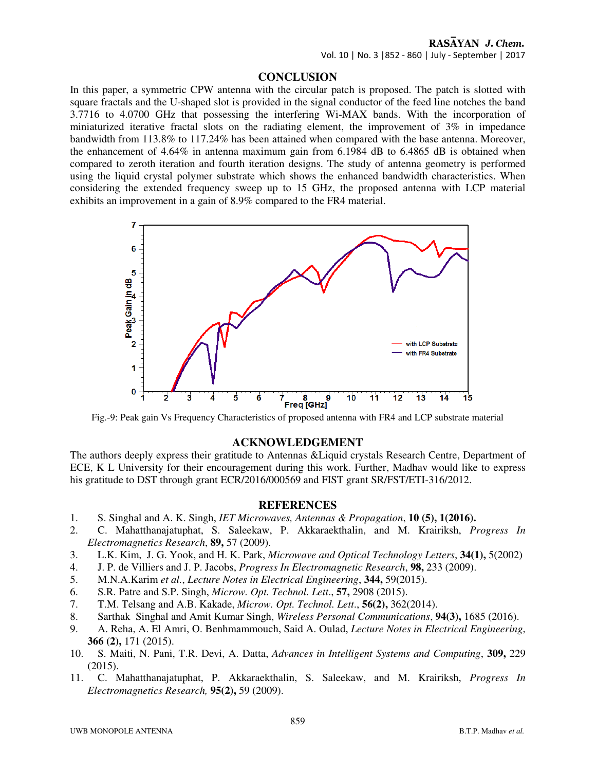## CONCLUSION

In this paper, a symmetric CPW antenna with the circular patch is proposed. The patch is slotted with square fractals and the U-shaped slot is provided in the signal conductor of the feed line notches the band 3.7716 to 4.0700 GHz that possessing the interfering Wi-MAX bands. With the incorporation of miniaturized iterative fractal slots on the radiating element, the improvement of 3% in impedance bandwidth from 113.8% to 117.24% has been attained when compared with the base antenna. Moreover, the enhancement of 4.64% in antenna maximum gain from 6.1984 dB to 6.4865 dB is obtained when compared to zeroth iteration and fourth iteration designs. The study of antenna geometry is performed using the liquid crystal polymer substrate which shows the enhanced bandwidth characteristics. When considering the extended frequency sweep up to 15 GHz, the proposed antenna with LCP material exhibits an improvement in a gain of 8.9% compared to the FR4 material.

Fig.-9: Peak gain Vs Frequency Characteristics of proposed antenna with FR4 and LCP substrate material

## ACKNOWLEDGEMENT

The authors deeply express their gratitude to Antennas &Liquid crystals Research Centre, Department of ECE, K L University for their encouragement during this work. Further, Madhav would like to express his gratitude to DST through grant ECR/2016/000569 and FIST grant SR/FST/ETI-316/2012.

## REFERENCES

1. S. Singhal and A. K. Singh, *IET Microwaves, Antennas & Propagation*, **10 (5), 1(2016).**
2. C. Mahatthanajatuphat, S. Saleekaw, P. Akkaraekthalin, and M. Krairiksh, *Progress In Electromagnetics Research*, **89,** 57 (2009).
3. L.K. Kim, J. G. Yook, and H. K. Park, *Microwave and Optical Technology Letters*, **34(1),** 5(2002)
4. J. P. de Villiers and J. P. Jacobs, *Progress In Electromagnetic Research*, **98,** 233 (2009).
5. M.N.A.Karim *et al.*, *Lecture Notes in Electrical Engineering*, **344,** 59(2015).
6. S.R. Patre and S.P. Singh, *Microw. Opt. Technol. Lett*., **57,** 2908 (2015).
7. T.M. Telsang and A.B. Kakade, *Microw. Opt. Technol. Lett*., **56(2),** 362(2014).
8. Sarthak Singhal and Amit Kumar Singh, *Wireless Personal Communications*, **94(3),** 1685 (2016).
9. A. Reha, A. El Amri, O. Benhmammouch, Said A. Oulad, *Lecture Notes in Electrical Engineering*, **366 (2),** 171 (2015).
10. S. Maiti, N. Pani, T.R. Devi, A. Datta, *Advances in Intelligent Systems and Computing*, **309,** 229 (2015).
11. C. Mahatthanajatuphat, P. Akkaraekthalin, S. Saleekaw, and M. Krairiksh, *Progress In Electromagnetics Research,* **95(2),** 59 (2009).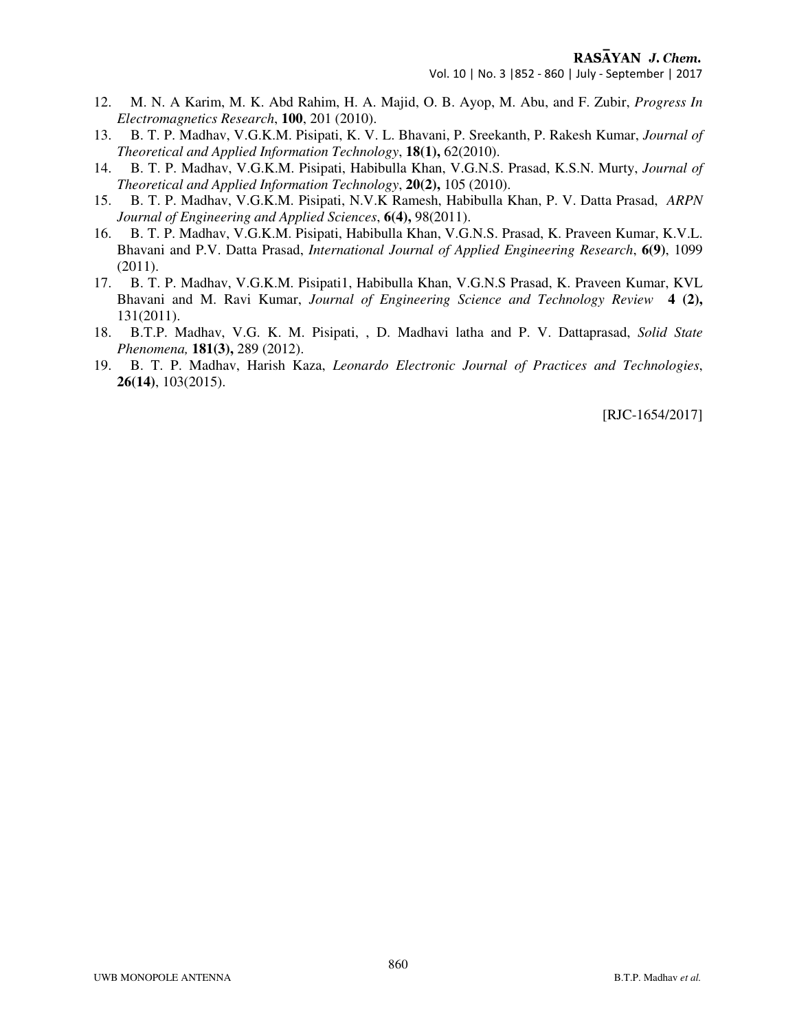12. M. N. A Karim, M. K. Abd Rahim, H. A. Majid, O. B. Ayop, M. Abu, and F. Zubir, *Progress In Electromagnetics Research*, **100**, 201 (2010).
13. B. T. P. Madhav, V.G.K.M. Pisipati, K. V. L. Bhavani, P. Sreekanth, P. Rakesh Kumar, *Journal of Theoretical and Applied Information Technology*, **18(1),** 62(2010).
14. B. T. P. Madhav, V.G.K.M. Pisipati, Habibulla Khan, V.G.N.S. Prasad, K.S.N. Murty, *Journal of Theoretical and Applied Information Technology*, **20(2),** 105 (2010).
15. B. T. P. Madhav, V.G.K.M. Pisipati, N.V.K Ramesh, Habibulla Khan, P. V. Datta Prasad, *ARPN Journal of Engineering and Applied Sciences*, **6(4),** 98(2011).
16. B. T. P. Madhav, V.G.K.M. Pisipati, Habibulla Khan, V.G.N.S. Prasad, K. Praveen Kumar, K.V.L. Bhavani and P.V. Datta Prasad, *International Journal of Applied Engineering Research*, **6(9)**, 1099 (2011).
17. B. T. P. Madhav, V.G.K.M. Pisipati1, Habibulla Khan, V.G.N.S Prasad, K. Praveen Kumar, KVL Bhavani and M. Ravi Kumar, *Journal of Engineering Science and Technology Review* **4 (2),** 131(2011).
18. B.T.P. Madhav, V.G. K. M. Pisipati, , D. Madhavi latha and P. V. Dattaprasad, *Solid State Phenomena,* **181(3),** 289 (2012).
19. B. T. P. Madhav, Harish Kaza, *Leonardo Electronic Journal of Practices and Technologies*, **26(14)**, 103(2015).

[RJC-1654/2017]